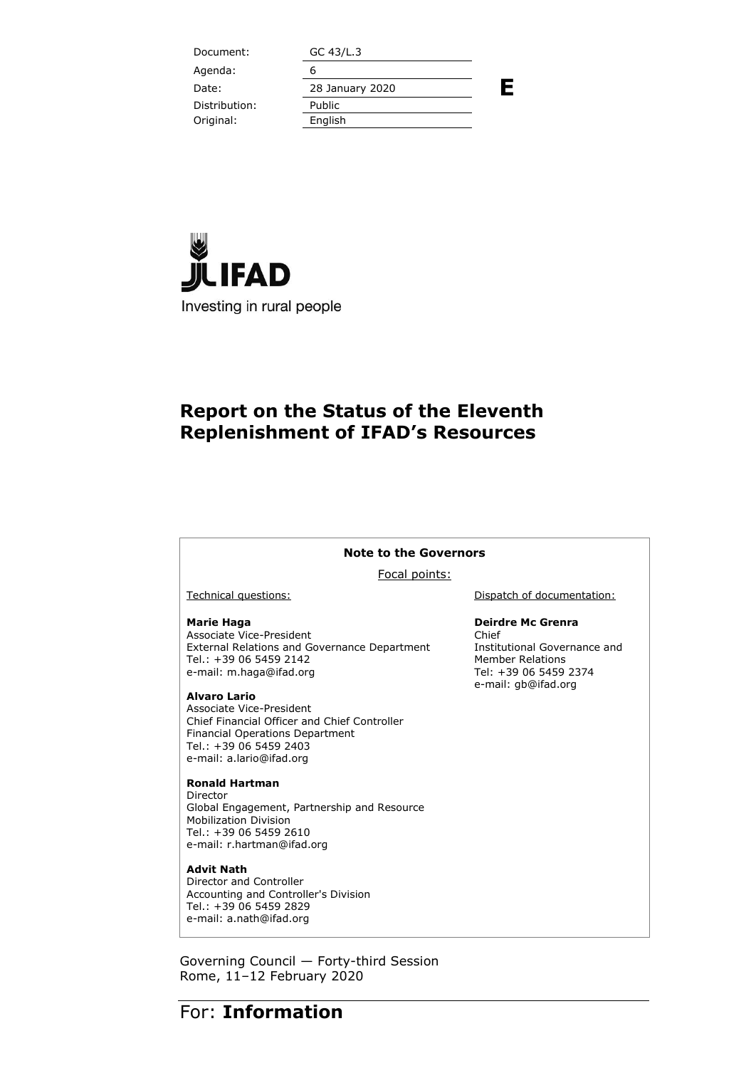| Document: | GC 43/L.3 |
|---|---|
| Agenda: | 6 |
| Date: | 28 January 2020 |
| Distribution: | Public |
| Original: | English |

**E**

IFAD

Investing in rural people

# Report on the Status of the Eleventh Replenishment of IFAD's Resources

**Note to the Governors**

Focal points:

Technical questions:

**Marie Haga**
Associate Vice-President
External Relations and Governance Department
Tel.: +39 06 5459 2142
e-mail: m.haga@ifad.org

**Alvaro Lario**
Associate Vice-President
Chief Financial Officer and Chief Controller
Financial Operations Department
Tel.: +39 06 5459 2403
e-mail: a.lario@ifad.org

**Ronald Hartman**
Director
Global Engagement, Partnership and Resource Mobilization Division
Tel.: +39 06 5459 2610
e-mail: r.hartman@ifad.org

**Advit Nath**
Director and Controller
Accounting and Controller's Division
Tel.: +39 06 5459 2829
e-mail: a.nath@ifad.org

Dispatch of documentation:

**Deirdre Mc Grenra**
Chief
Institutional Governance and Member Relations
Tel: +39 06 5459 2374
e-mail: gb@ifad.org

Governing Council — Forty-third Session
Rome, 11–12 February 2020

For: **Information**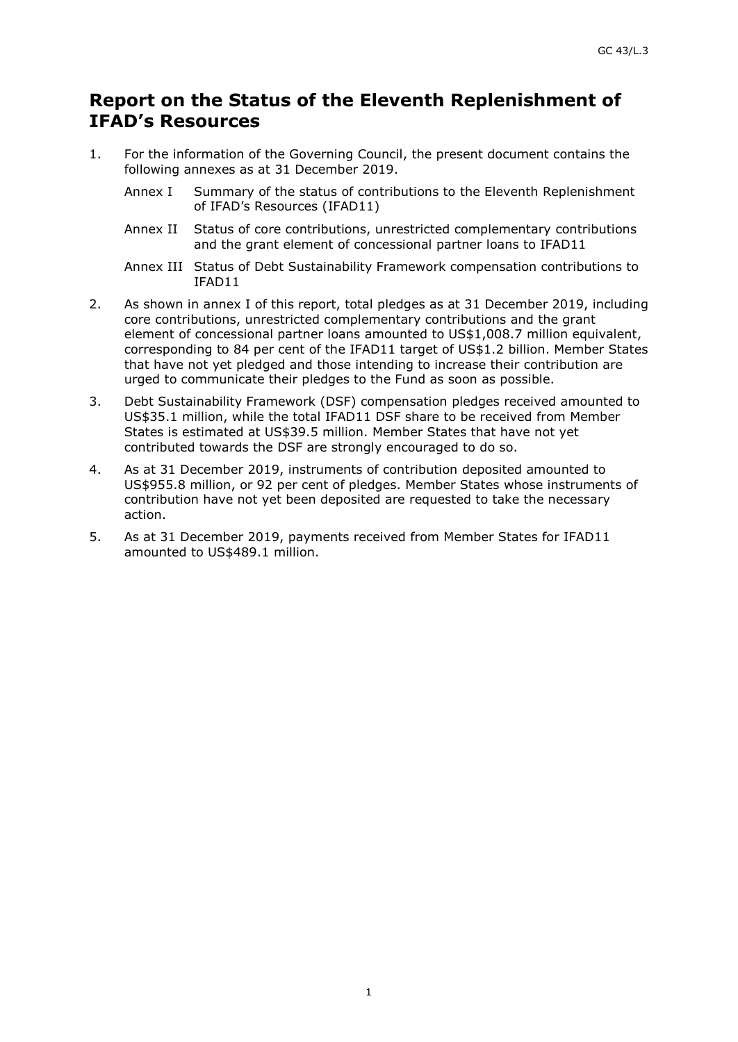# Report on the Status of the Eleventh Replenishment of IFAD's Resources

1. For the information of the Governing Council, the present document contains the following annexes as at 31 December 2019.

   Annex I Summary of the status of contributions to the Eleventh Replenishment of IFAD's Resources (IFAD11)

   Annex II Status of core contributions, unrestricted complementary contributions and the grant element of concessional partner loans to IFAD11

   Annex III Status of Debt Sustainability Framework compensation contributions to IFAD11

2. As shown in annex I of this report, total pledges as at 31 December 2019, including core contributions, unrestricted complementary contributions and the grant element of concessional partner loans amounted to US$1,008.7 million equivalent, corresponding to 84 per cent of the IFAD11 target of US$1.2 billion. Member States that have not yet pledged and those intending to increase their contribution are urged to communicate their pledges to the Fund as soon as possible.

3. Debt Sustainability Framework (DSF) compensation pledges received amounted to US$35.1 million, while the total IFAD11 DSF share to be received from Member States is estimated at US$39.5 million. Member States that have not yet contributed towards the DSF are strongly encouraged to do so.

4. As at 31 December 2019, instruments of contribution deposited amounted to US$955.8 million, or 92 per cent of pledges. Member States whose instruments of contribution have not yet been deposited are requested to take the necessary action.

5. As at 31 December 2019, payments received from Member States for IFAD11 amounted to US$489.1 million.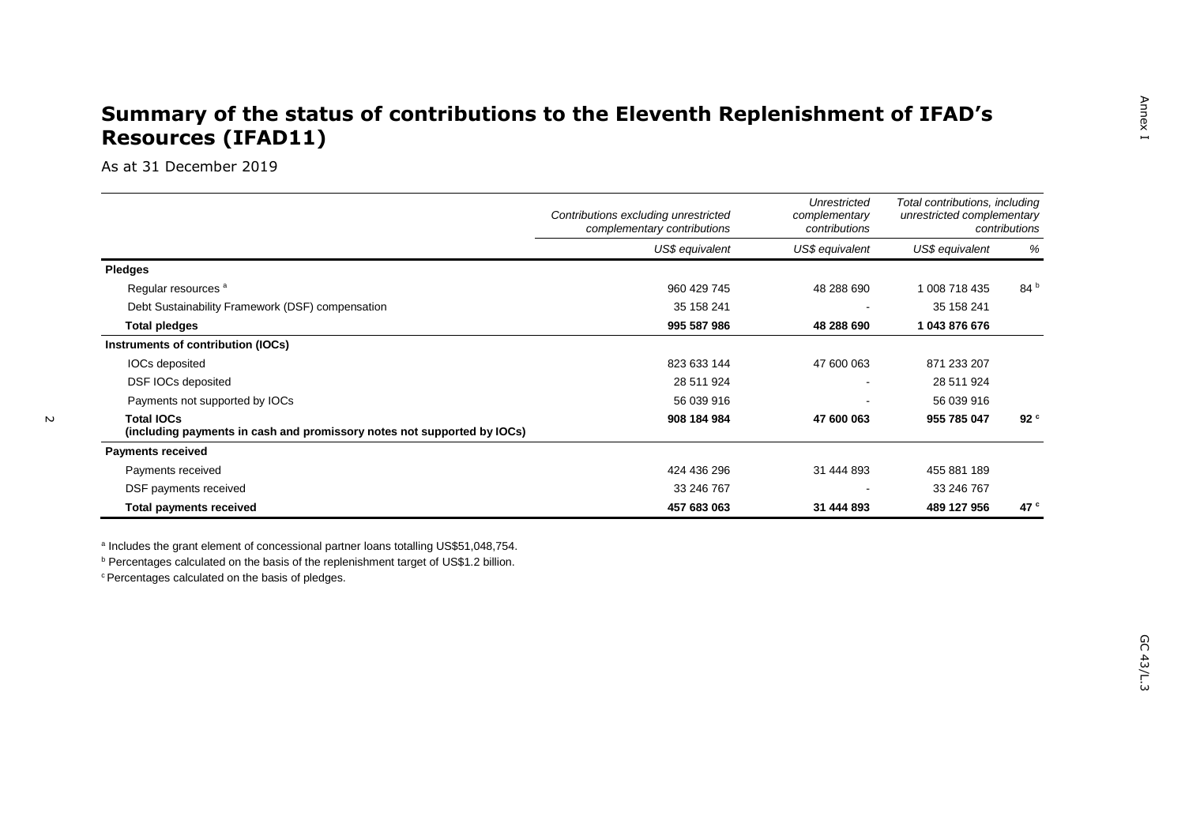# Summary of the status of contributions to the Eleventh Replenishment of IFAD's Resources (IFAD11)

As at 31 December 2019

| | *Contributions excluding unrestricted complementary contributions* | *Unrestricted complementary contributions* | *Total contributions, including unrestricted complementary contributions* | |
|---|---|---|---|---|
| | *US$ equivalent* | *US$ equivalent* | *US$ equivalent* | *%* |
| **Pledges** | | | | |
| Regular resources [a] | 960 429 745 | 48 288 690 | 1 008 718 435 | 84 [b] |
| Debt Sustainability Framework (DSF) compensation | 35 158 241 | - | 35 158 241 | |
| **Total pledges** | **995 587 986** | **48 288 690** | **1 043 876 676** | |
| **Instruments of contribution (IOCs)** | | | | |
| IOCs deposited | 823 633 144 | 47 600 063 | 871 233 207 | |
| DSF IOCs deposited | 28 511 924 | - | 28 511 924 | |
| Payments not supported by IOCs | 56 039 916 | - | 56 039 916 | |
| **Total IOCs (including payments in cash and promissory notes not supported by IOCs)** | **908 184 984** | **47 600 063** | **955 785 047** | **92** [c] |
| **Payments received** | | | | |
| Payments received | 424 436 296 | 31 444 893 | 455 881 189 | |
| DSF payments received | 33 246 767 | - | 33 246 767 | |
| **Total payments received** | **457 683 063** | **31 444 893** | **489 127 956** | **47** [c] |

[a] Includes the grant element of concessional partner loans totalling US$51,048,754.

[b] Percentages calculated on the basis of the replenishment target of US$1.2 billion.

[c] Percentages calculated on the basis of pledges.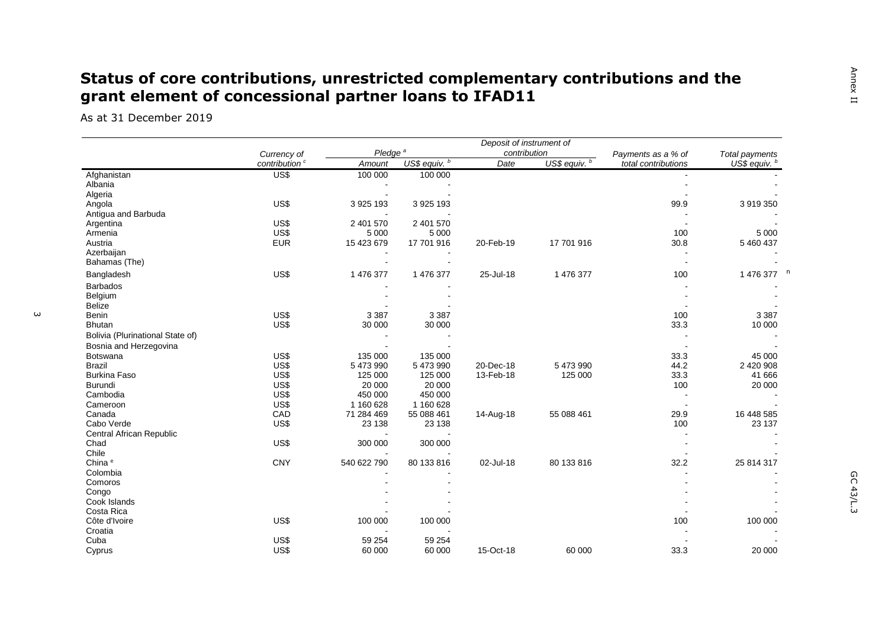# Status of core contributions, unrestricted complementary contributions and the grant element of concessional partner loans to IFAD11

As at 31 December 2019

| | Currency of contribution [c] | Pledge [a] | | Deposit of instrument of contribution | | Payments as a % of total contributions | Total payments US$ equiv. [b] |
|---|---|---|---|---|---|---|---|
| | | Amount | US$ equiv. [b] | Date | US$ equiv. [b] | | |
| Afghanistan | US$ | 100 000 | 100 000 | | | - | - |
| Albania | | - | - | | | - | - |
| Algeria | | - | - | | | - | - |
| Angola | US$ | 3 925 193 | 3 925 193 | | | 99.9 | 3 919 350 |
| Antigua and Barbuda | | - | - | | | - | - |
| Argentina | US$ | 2 401 570 | 2 401 570 | | | - | - |
| Armenia | US$ | 5 000 | 5 000 | | | 100 | 5 000 |
| Austria | EUR | 15 423 679 | 17 701 916 | 20-Feb-19 | 17 701 916 | 30.8 | 5 460 437 |
| Azerbaijan | | - | - | | | - | - |
| Bahamas (The) | | - | - | | | - | - |
| Bangladesh | US$ | 1 476 377 | 1 476 377 | 25-Jul-18 | 1 476 377 | 100 | 1 476 377 [n] |
| Barbados | | - | - | | | - | - |
| Belgium | | - | - | | | - | - |
| Belize | | - | - | | | - | - |
| Benin | US$ | 3 387 | 3 387 | | | 100 | 3 387 |
| Bhutan | US$ | 30 000 | 30 000 | | | 33.3 | 10 000 |
| Bolivia (Plurinational State of) | | - | - | | | - | - |
| Bosnia and Herzegovina | | - | - | | | - | - |
| Botswana | US$ | 135 000 | 135 000 | | | 33.3 | 45 000 |
| Brazil | US$ | 5 473 990 | 5 473 990 | 20-Dec-18 | 5 473 990 | 44.2 | 2 420 908 |
| Burkina Faso | US$ | 125 000 | 125 000 | 13-Feb-18 | 125 000 | 33.3 | 41 666 |
| Burundi | US$ | 20 000 | 20 000 | | | 100 | 20 000 |
| Cambodia | US$ | 450 000 | 450 000 | | | - | - |
| Cameroon | US$ | 1 160 628 | 1 160 628 | | | - | - |
| Canada | CAD | 71 284 469 | 55 088 461 | 14-Aug-18 | 55 088 461 | 29.9 | 16 448 585 |
| Cabo Verde | US$ | 23 138 | 23 138 | | | 100 | 23 137 |
| Central African Republic | | - | - | | | - | - |
| Chad | US$ | 300 000 | 300 000 | | | - | - |
| Chile | | - | - | | | - | - |
| China [e] | CNY | 540 622 790 | 80 133 816 | 02-Jul-18 | 80 133 816 | 32.2 | 25 814 317 |
| Colombia | | - | - | | | - | - |
| Comoros | | - | - | | | - | - |
| Congo | | - | - | | | - | - |
| Cook Islands | | - | - | | | - | - |
| Costa Rica | | - | - | | | - | - |
| Côte d'Ivoire | US$ | 100 000 | 100 000 | | | 100 | 100 000 |
| Croatia | | - | - | | | - | - |
| Cuba | US$ | 59 254 | 59 254 | | | - | - |
| Cyprus | US$ | 60 000 | 60 000 | 15-Oct-18 | 60 000 | 33.3 | 20 000 |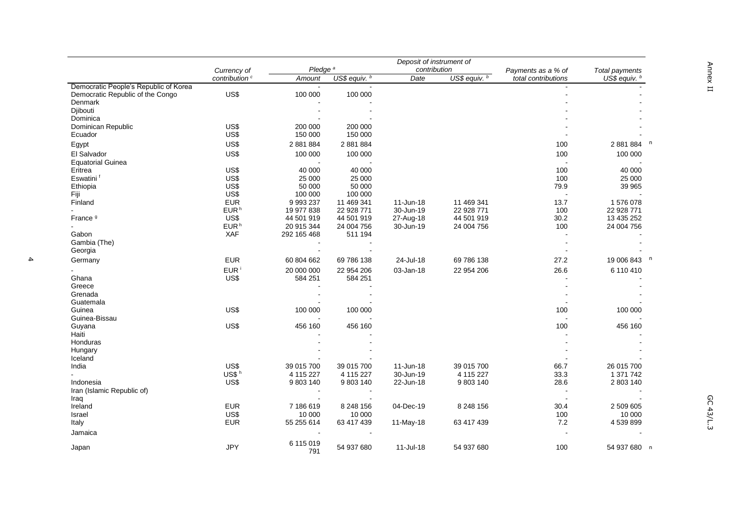| | Currency of contribution [c] | Pledge [a] | | Deposit of instrument of contribution | | Payments as a % of total contributions | Total payments US$ equiv. [b] |
|---|---|---|---|---|---|---|---|
| | | Amount | US$ equiv. [b] | Date | US$ equiv. [b] | | |
| Democratic People's Republic of Korea | | - | - | | | - | - |
| Democratic Republic of the Congo | US$ | 100 000 | 100 000 | | | - | - |
| Denmark | | - | - | | | - | - |
| Djibouti | | - | - | | | - | - |
| Dominica | | - | - | | | - | - |
| Dominican Republic | US$ | 200 000 | 200 000 | | | - | - |
| Ecuador | US$ | 150 000 | 150 000 | | | - | - |
| Egypt | US$ | 2 881 884 | 2 881 884 | | | 100 | 2 881 884 [n] |
| El Salvador | US$ | 100 000 | 100 000 | | | 100 | 100 000 |
| Equatorial Guinea | | - | - | | | - | - |
| Eritrea | US$ | 40 000 | 40 000 | | | 100 | 40 000 |
| Eswatini [f] | US$ | 25 000 | 25 000 | | | 100 | 25 000 |
| Ethiopia | US$ | 50 000 | 50 000 | | | 79.9 | 39 965 |
| Fiji | US$ | 100 000 | 100 000 | | | - | - |
| Finland | EUR | 9 993 237 | 11 469 341 | 11-Jun-18 | 11 469 341 | 13.7 | 1 576 078 |
| - | EUR [h] | 19 977 838 | 22 928 771 | 30-Jun-19 | 22 928 771 | 100 | 22 928 771 |
| France [g] | US$ | 44 501 919 | 44 501 919 | 27-Aug-18 | 44 501 919 | 30.2 | 13 435 252 |
| - | EUR [h] | 20 915 344 | 24 004 756 | 30-Jun-19 | 24 004 756 | 100 | 24 004 756 |
| Gabon | XAF | 292 165 468 | 511 194 | | | - | - |
| Gambia (The) | | - | - | | | - | - |
| Georgia | | - | - | | | - | - |
| Germany | EUR | 60 804 662 | 69 786 138 | 24-Jul-18 | 69 786 138 | 27.2 | 19 006 843 [n] |
| - | EUR [i] | 20 000 000 | 22 954 206 | 03-Jan-18 | 22 954 206 | 26.6 | 6 110 410 |
| Ghana | US$ | 584 251 | 584 251 | | | - | - |
| Greece | | - | - | | | - | - |
| Grenada | | - | - | | | - | - |
| Guatemala | | - | - | | | - | - |
| Guinea | US$ | 100 000 | 100 000 | | | 100 | 100 000 |
| Guinea-Bissau | | - | - | | | - | - |
| Guyana | US$ | 456 160 | 456 160 | | | 100 | 456 160 |
| Haiti | | - | - | | | - | - |
| Honduras | | - | - | | | - | - |
| Hungary | | - | - | | | - | - |
| Iceland | | - | - | | | - | - |
| India | US$ | 39 015 700 | 39 015 700 | 11-Jun-18 | 39 015 700 | 66.7 | 26 015 700 |
| - | US$ [h] | 4 115 227 | 4 115 227 | 30-Jun-19 | 4 115 227 | 33.3 | 1 371 742 |
| Indonesia | US$ | 9 803 140 | 9 803 140 | 22-Jun-18 | 9 803 140 | 28.6 | 2 803 140 |
| Iran (Islamic Republic of) | | - | - | | | - | - |
| Iraq | | - | - | | | - | - |
| Ireland | EUR | 7 186 619 | 8 248 156 | 04-Dec-19 | 8 248 156 | 30.4 | 2 509 605 |
| Israel | US$ | 10 000 | 10 000 | | | 100 | 10 000 |
| Italy | EUR | 55 255 614 | 63 417 439 | 11-May-18 | 63 417 439 | 7.2 | 4 539 899 |
| Jamaica | | - | - | | | - | - |
| Japan | JPY | 6 115 019 791 | 54 937 680 | 11-Jul-18 | 54 937 680 | 100 | 54 937 680 [n] |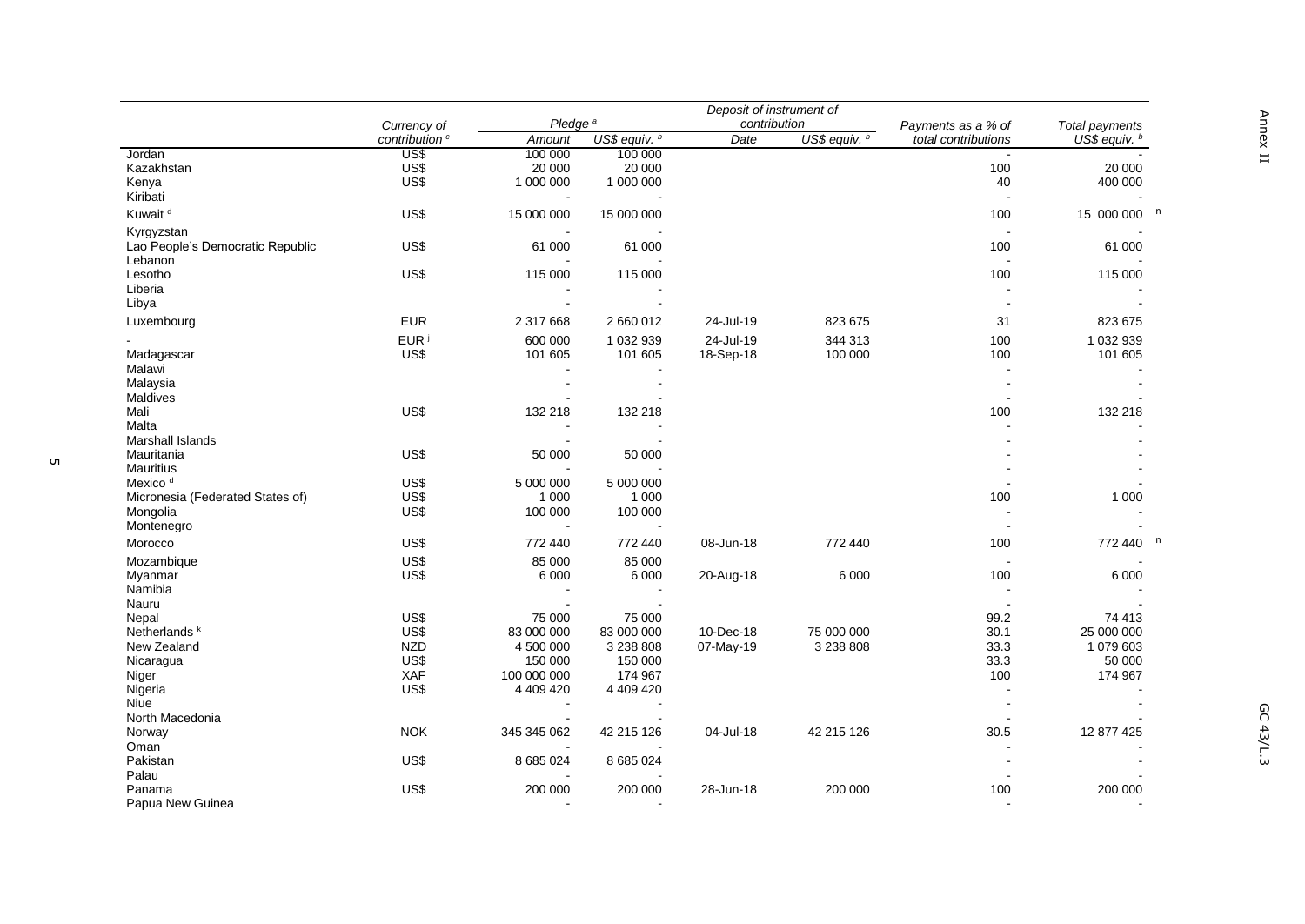| | Currency of contribution [c] | Pledge [a] | | Deposit of instrument of contribution | | Payments as a % of total contributions | Total payments US$ equiv. [b] |
|---|---|---|---|---|---|---|---|
| | | Amount | US$ equiv. [b] | Date | US$ equiv. [b] | | |
| Jordan | US$ | 100 000 | 100 000 | | | - | - |
| Kazakhstan | US$ | 20 000 | 20 000 | | | 100 | 20 000 |
| Kenya | US$ | 1 000 000 | 1 000 000 | | | 40 | 400 000 |
| Kiribati | | - | - | | | - | - |
| Kuwait [d] | US$ | 15 000 000 | 15 000 000 | | | 100 | 15 000 000 [n] |
| Kyrgyzstan | | - | - | | | - | - |
| Lao People's Democratic Republic | US$ | 61 000 | 61 000 | | | 100 | 61 000 |
| Lebanon | | - | - | | | - | - |
| Lesotho | US$ | 115 000 | 115 000 | | | 100 | 115 000 |
| Liberia | | - | - | | | - | - |
| Libya | | - | - | | | - | - |
| Luxembourg | EUR | 2 317 668 | 2 660 012 | 24-Jul-19 | 823 675 | 31 | 823 675 |
| - | EUR [i] | 600 000 | 1 032 939 | 24-Jul-19 | 344 313 | 100 | 1 032 939 |
| Madagascar | US$ | 101 605 | 101 605 | 18-Sep-18 | 100 000 | 100 | 101 605 |
| Malawi | | - | - | | | - | - |
| Malaysia | | - | - | | | - | - |
| Maldives | | - | - | | | - | - |
| Mali | US$ | 132 218 | 132 218 | | | 100 | 132 218 |
| Malta | | - | - | | | - | - |
| Marshall Islands | | - | - | | | - | - |
| Mauritania | US$ | 50 000 | 50 000 | | | - | - |
| Mauritius | | - | - | | | - | - |
| Mexico [d] | US$ | 5 000 000 | 5 000 000 | | | - | - |
| Micronesia (Federated States of) | US$ | 1 000 | 1 000 | | | 100 | 1 000 |
| Mongolia | US$ | 100 000 | 100 000 | | | - | - |
| Montenegro | | - | - | | | - | - |
| Morocco | US$ | 772 440 | 772 440 | 08-Jun-18 | 772 440 | 100 | 772 440 [n] |
| Mozambique | US$ | 85 000 | 85 000 | | | - | - |
| Myanmar | US$ | 6 000 | 6 000 | 20-Aug-18 | 6 000 | 100 | 6 000 |
| Namibia | | - | - | | | - | - |
| Nauru | | - | - | | | - | - |
| Nepal | US$ | 75 000 | 75 000 | | | 99.2 | 74 413 |
| Netherlands [k] | US$ | 83 000 000 | 83 000 000 | 10-Dec-18 | 75 000 000 | 30.1 | 25 000 000 |
| New Zealand | NZD | 4 500 000 | 3 238 808 | 07-May-19 | 3 238 808 | 33.3 | 1 079 603 |
| Nicaragua | US$ | 150 000 | 150 000 | | | 33.3 | 50 000 |
| Niger | XAF | 100 000 000 | 174 967 | | | 100 | 174 967 |
| Nigeria | US$ | 4 409 420 | 4 409 420 | | | - | - |
| Niue | | - | - | | | - | - |
| North Macedonia | | - | - | | | - | - |
| Norway | NOK | 345 345 062 | 42 215 126 | 04-Jul-18 | 42 215 126 | 30.5 | 12 877 425 |
| Oman | | - | - | | | - | - |
| Pakistan | US$ | 8 685 024 | 8 685 024 | | | - | - |
| Palau | | - | - | | | - | - |
| Panama | US$ | 200 000 | 200 000 | 28-Jun-18 | 200 000 | 100 | 200 000 |
| Papua New Guinea | | - | - | | | - | - |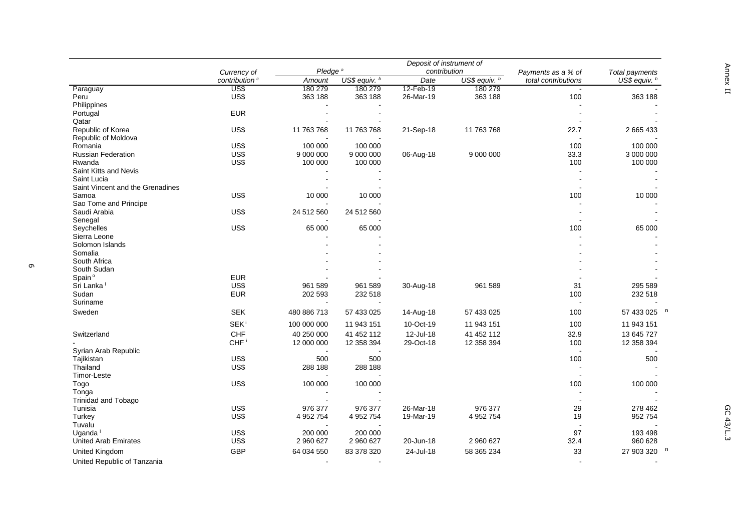| | Currency of contribution [c] | Pledge [a] | | Deposit of instrument of contribution | | Payments as a % of total contributions | Total payments US$ equiv. [b] |
|---|---|---|---|---|---|---|---|
| | | Amount | US$ equiv. [b] | Date | US$ equiv. [b] | | |
| Paraguay | US$ | 180 279 | 180 279 | 12-Feb-19 | 180 279 | - | - |
| Peru | US$ | 363 188 | 363 188 | 26-Mar-19 | 363 188 | 100 | 363 188 |
| Philippines | | - | - | | | - | - |
| Portugal | EUR | - | - | | | - | - |
| Qatar | | - | - | | | - | - |
| Republic of Korea | US$ | 11 763 768 | 11 763 768 | 21-Sep-18 | 11 763 768 | 22.7 | 2 665 433 |
| Republic of Moldova | | - | - | | | - | - |
| Romania | US$ | 100 000 | 100 000 | | | 100 | 100 000 |
| Russian Federation | US$ | 9 000 000 | 9 000 000 | 06-Aug-18 | 9 000 000 | 33.3 | 3 000 000 |
| Rwanda | US$ | 100 000 | 100 000 | | | 100 | 100 000 |
| Saint Kitts and Nevis | | - | - | | | - | - |
| Saint Lucia | | - | - | | | - | - |
| Saint Vincent and the Grenadines | | - | - | | | - | - |
| Samoa | US$ | 10 000 | 10 000 | | | 100 | 10 000 |
| Sao Tome and Principe | | - | - | | | - | - |
| Saudi Arabia | US$ | 24 512 560 | 24 512 560 | | | - | - |
| Senegal | | - | - | | | - | - |
| Seychelles | US$ | 65 000 | 65 000 | | | 100 | 65 000 |
| Sierra Leone | | - | - | | | - | - |
| Solomon Islands | | - | - | | | - | - |
| Somalia | | - | - | | | - | - |
| South Africa | | - | - | | | - | - |
| South Sudan | | - | - | | | - | - |
| Spain [o] | EUR | - | - | | | - | - |
| Sri Lanka [l] | US$ | 961 589 | 961 589 | 30-Aug-18 | 961 589 | 31 | 295 589 |
| Sudan | EUR | 202 593 | 232 518 | | | 100 | 232 518 |
| Suriname | | - | - | | | - | - |
| Sweden | SEK | 480 886 713 | 57 433 025 | 14-Aug-18 | 57 433 025 | 100 | 57 433 025 [n] |
| | SEK [i] | 100 000 000 | 11 943 151 | 10-Oct-19 | 11 943 151 | 100 | 11 943 151 |
| Switzerland | CHF | 40 250 000 | 41 452 112 | 12-Jul-18 | 41 452 112 | 32.9 | 13 645 727 |
| - | CHF [i] | 12 000 000 | 12 358 394 | 29-Oct-18 | 12 358 394 | 100 | 12 358 394 |
| Syrian Arab Republic | | - | - | | | - | - |
| Tajikistan | US$ | 500 | 500 | | | 100 | 500 |
| Thailand | US$ | 288 188 | 288 188 | | | - | - |
| Timor-Leste | | - | - | | | - | - |
| Togo | US$ | 100 000 | 100 000 | | | 100 | 100 000 |
| Tonga | | - | - | | | - | - |
| Trinidad and Tobago | | - | - | | | - | - |
| Tunisia | US$ | 976 377 | 976 377 | 26-Mar-18 | 976 377 | 29 | 278 462 |
| Turkey | US$ | 4 952 754 | 4 952 754 | 19-Mar-19 | 4 952 754 | 19 | 952 754 |
| Tuvalu | | - | - | | | - | - |
| Uganda [l] | US$ | 200 000 | 200 000 | | | 97 | 193 498 |
| United Arab Emirates | US$ | 2 960 627 | 2 960 627 | 20-Jun-18 | 2 960 627 | 32.4 | 960 628 |
| United Kingdom | GBP | 64 034 550 | 83 378 320 | 24-Jul-18 | 58 365 234 | 33 | 27 903 320 [n] |
| United Republic of Tanzania | | - | - | | | - | - |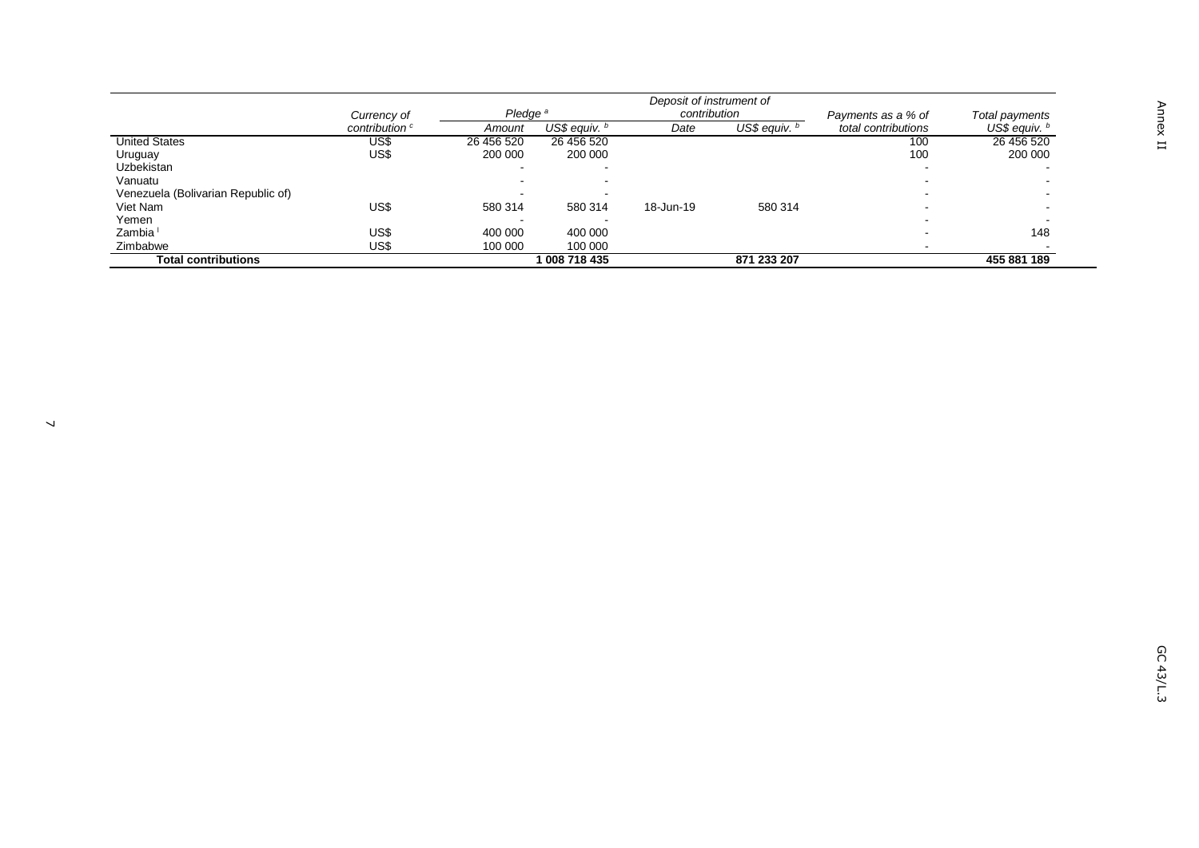| | Currency of contribution [c] | Pledge [a] | | Deposit of instrument of contribution | | Payments as a % of total contributions | Total payments US$ equiv. [b] |
|---|---|---|---|---|---|---|---|
| | | Amount | US$ equiv. [b] | Date | US$ equiv. [b] | | |
| United States | US$ | 26 456 520 | 26 456 520 | | | 100 | 26 456 520 |
| Uruguay | US$ | 200 000 | 200 000 | | | 100 | 200 000 |
| Uzbekistan | | - | - | | | - | - |
| Vanuatu | | - | - | | | - | - |
| Venezuela (Bolivarian Republic of) | | - | - | | | - | - |
| Viet Nam | US$ | 580 314 | 580 314 | 18-Jun-19 | 580 314 | - | - |
| Yemen | | - | - | | | - | - |
| Zambia [l] | US$ | 400 000 | 400 000 | | | - | 148 |
| Zimbabwe | US$ | 100 000 | 100 000 | | | - | - |
| **Total contributions** | | | **1 008 718 435** | | **871 233 207** | | **455 881 189** |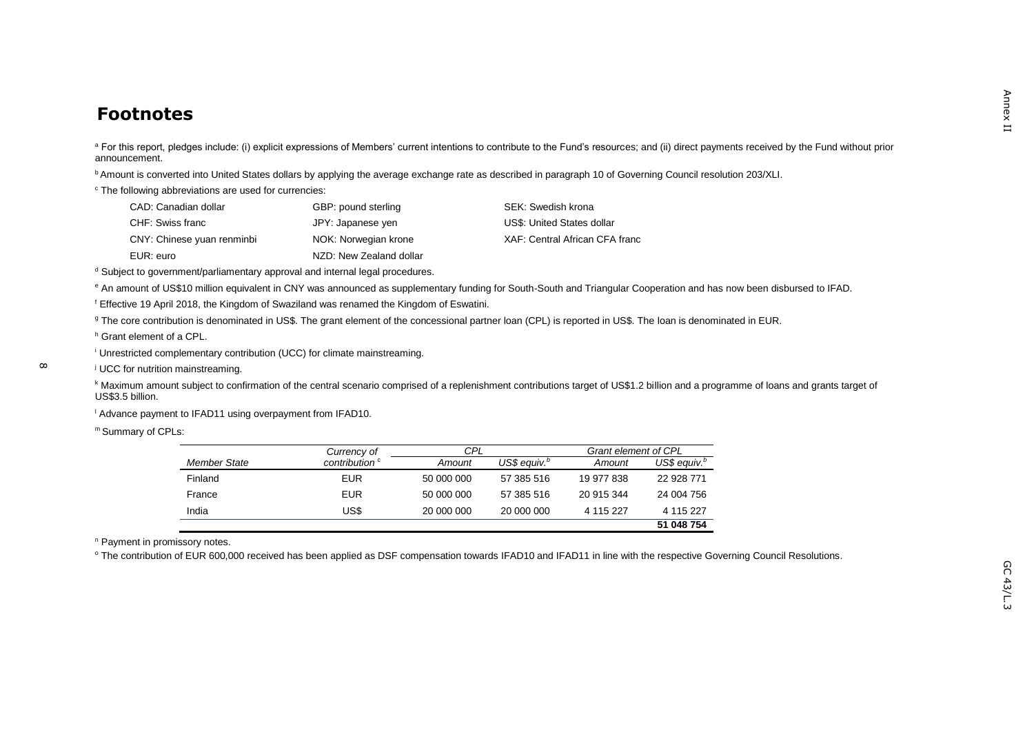# Footnotes

[a] For this report, pledges include: (i) explicit expressions of Members' current intentions to contribute to the Fund's resources; and (ii) direct payments received by the Fund without prior announcement.

[b] Amount is converted into United States dollars by applying the average exchange rate as described in paragraph 10 of Governing Council resolution 203/XLI.

[c] The following abbreviations are used for currencies:

| | | |
|---|---|---|
| CAD: Canadian dollar | GBP: pound sterling | SEK: Swedish krona |
| CHF: Swiss franc | JPY: Japanese yen | US$: United States dollar |
| CNY: Chinese yuan renminbi | NOK: Norwegian krone | XAF: Central African CFA franc |
| EUR: euro | NZD: New Zealand dollar | |

[d] Subject to government/parliamentary approval and internal legal procedures.

[e] An amount of US$10 million equivalent in CNY was announced as supplementary funding for South-South and Triangular Cooperation and has now been disbursed to IFAD.

[f] Effective 19 April 2018, the Kingdom of Swaziland was renamed the Kingdom of Eswatini.

[g] The core contribution is denominated in US$. The grant element of the concessional partner loan (CPL) is reported in US$. The loan is denominated in EUR.

[h] Grant element of a CPL.

[i] Unrestricted complementary contribution (UCC) for climate mainstreaming.

[j] UCC for nutrition mainstreaming.

[k] Maximum amount subject to confirmation of the central scenario comprised of a replenishment contributions target of US$1.2 billion and a programme of loans and grants target of US$3.5 billion.

[l] Advance payment to IFAD11 using overpayment from IFAD10.

[m] Summary of CPLs:

| | Currency of | CPL | | Grant element of CPL | |
|---|---|---|---|---|---|
| *Member State* | *contribution* [c] | *Amount* | *US$ equiv.* [b] | *Amount* | *US$ equiv.* [b] |
| Finland | EUR | 50 000 000 | 57 385 516 | 19 977 838 | 22 928 771 |
| France | EUR | 50 000 000 | 57 385 516 | 20 915 344 | 24 004 756 |
| India | US$ | 20 000 000 | 20 000 000 | 4 115 227 | 4 115 227 |
| | | | | | **51 048 754** |

[n] Payment in promissory notes.

[o] The contribution of EUR 600,000 received has been applied as DSF compensation towards IFAD10 and IFAD11 in line with the respective Governing Council Resolutions.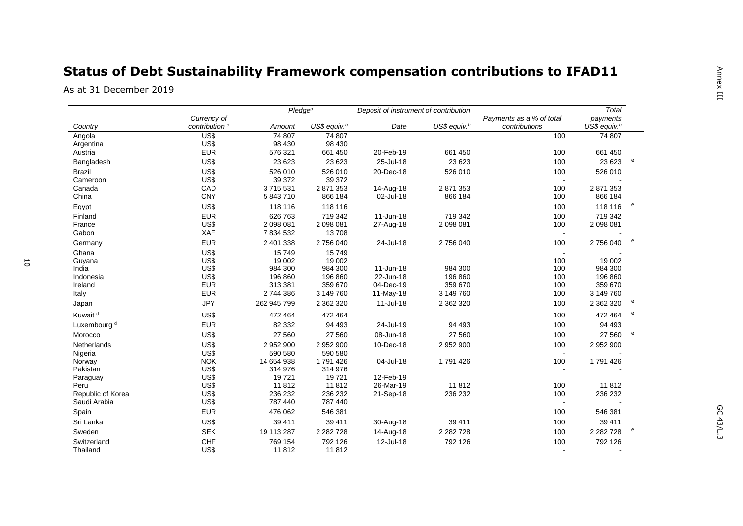# Status of Debt Sustainability Framework compensation contributions to IFAD11

As at 31 December 2019

| Country | Currency of contribution [c] | Pledge[a] | | Deposit of instrument of contribution | | Payments as a % of total contributions | Total payments | |
|---|---|---|---|---|---|---|---|---|
| | | Amount | US$ equiv.[b] | Date | US$ equiv.[b] | | US$ equiv.[b] | |
| Angola | US$ | 74 807 | 74 807 | | | 100 | 74 807 | |
| Argentina | US$ | 98 430 | 98 430 | | | | | |
| Austria | EUR | 576 321 | 661 450 | 20-Feb-19 | 661 450 | 100 | 661 450 | |
| Bangladesh | US$ | 23 623 | 23 623 | 25-Jul-18 | 23 623 | 100 | 23 623 | e |
| Brazil | US$ | 526 010 | 526 010 | 20-Dec-18 | 526 010 | 100 | 526 010 | |
| Cameroon | US$ | 39 372 | 39 372 | | | - | - | |
| Canada | CAD | 3 715 531 | 2 871 353 | 14-Aug-18 | 2 871 353 | 100 | 2 871 353 | |
| China | CNY | 5 843 710 | 866 184 | 02-Jul-18 | 866 184 | 100 | 866 184 | |
| Egypt | US$ | 118 116 | 118 116 | | | 100 | 118 116 | e |
| Finland | EUR | 626 763 | 719 342 | 11-Jun-18 | 719 342 | 100 | 719 342 | |
| France | US$ | 2 098 081 | 2 098 081 | 27-Aug-18 | 2 098 081 | 100 | 2 098 081 | |
| Gabon | XAF | 7 834 532 | 13 708 | | | - | - | |
| Germany | EUR | 2 401 338 | 2 756 040 | 24-Jul-18 | 2 756 040 | 100 | 2 756 040 | e |
| Ghana | US$ | 15 749 | 15 749 | | | - | - | |
| Guyana | US$ | 19 002 | 19 002 | | | 100 | 19 002 | |
| India | US$ | 984 300 | 984 300 | 11-Jun-18 | 984 300 | 100 | 984 300 | |
| Indonesia | US$ | 196 860 | 196 860 | 22-Jun-18 | 196 860 | 100 | 196 860 | |
| Ireland | EUR | 313 381 | 359 670 | 04-Dec-19 | 359 670 | 100 | 359 670 | |
| Italy | EUR | 2 744 386 | 3 149 760 | 11-May-18 | 3 149 760 | 100 | 3 149 760 | |
| Japan | JPY | 262 945 799 | 2 362 320 | 11-Jul-18 | 2 362 320 | 100 | 2 362 320 | e |
| Kuwait [d] | US$ | 472 464 | 472 464 | | | 100 | 472 464 | e |
| Luxembourg [d] | EUR | 82 332 | 94 493 | 24-Jul-19 | 94 493 | 100 | 94 493 | |
| Morocco | US$ | 27 560 | 27 560 | 08-Jun-18 | 27 560 | 100 | 27 560 | e |
| Netherlands | US$ | 2 952 900 | 2 952 900 | 10-Dec-18 | 2 952 900 | 100 | 2 952 900 | |
| Nigeria | US$ | 590 580 | 590 580 | | | - | - | |
| Norway | NOK | 14 654 938 | 1 791 426 | 04-Jul-18 | 1 791 426 | 100 | 1 791 426 | |
| Pakistan | US$ | 314 976 | 314 976 | | | - | - | |
| Paraguay | US$ | 19 721 | 19 721 | 12-Feb-19 | | | | |
| Peru | US$ | 11 812 | 11 812 | 26-Mar-19 | 11 812 | 100 | 11 812 | |
| Republic of Korea | US$ | 236 232 | 236 232 | 21-Sep-18 | 236 232 | 100 | 236 232 | |
| Saudi Arabia | US$ | 787 440 | 787 440 | | | - | - | |
| Spain | EUR | 476 062 | 546 381 | | | 100 | 546 381 | |
| Sri Lanka | US$ | 39 411 | 39 411 | 30-Aug-18 | 39 411 | 100 | 39 411 | |
| Sweden | SEK | 19 113 287 | 2 282 728 | 14-Aug-18 | 2 282 728 | 100 | 2 282 728 | e |
| Switzerland | CHF | 769 154 | 792 126 | 12-Jul-18 | 792 126 | 100 | 792 126 | |
| Thailand | US$ | 11 812 | 11 812 | | | - | - | |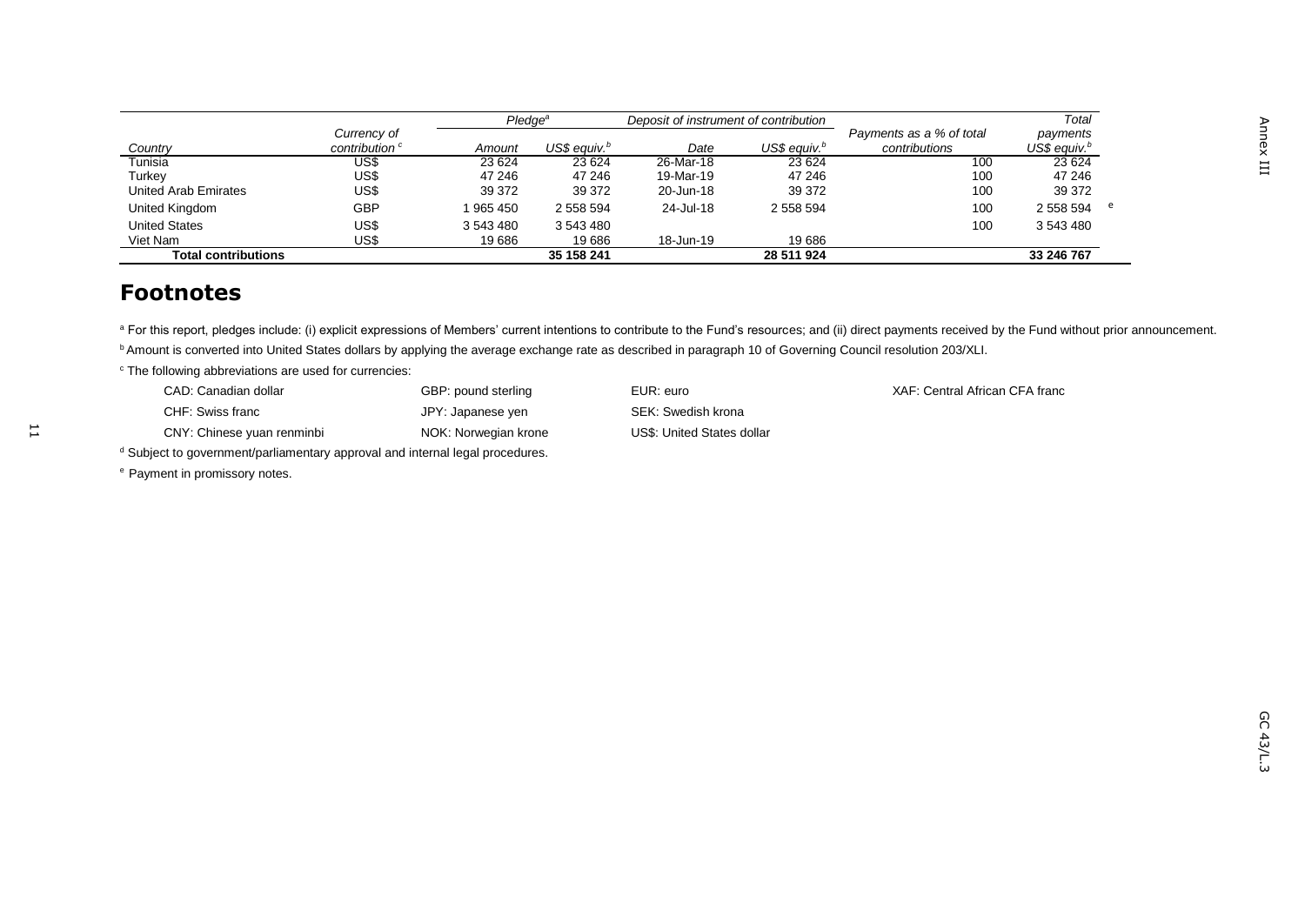| Country | Currency of contribution [c] | Pledge[a] | | Deposit of instrument of contribution | | Payments as a % of total contributions | Total payments |
|---|---|---|---|---|---|---|---|
| | | Amount | US$ equiv.[b] | Date | US$ equiv.[b] | | US$ equiv.[b] |
| Tunisia | US$ | 23 624 | 23 624 | 26-Mar-18 | 23 624 | 100 | 23 624 |
| Turkey | US$ | 47 246 | 47 246 | 19-Mar-19 | 47 246 | 100 | 47 246 |
| United Arab Emirates | US$ | 39 372 | 39 372 | 20-Jun-18 | 39 372 | 100 | 39 372 |
| United Kingdom | GBP | 1 965 450 | 2 558 594 | 24-Jul-18 | 2 558 594 | 100 | 2 558 594 [e] |
| United States | US$ | 3 543 480 | 3 543 480 | | | 100 | 3 543 480 |
| Viet Nam | US$ | 19 686 | 19 686 | 18-Jun-19 | 19 686 | | |
| **Total contributions** | | | **35 158 241** | | **28 511 924** | | **33 246 767** |

# Footnotes

[a] For this report, pledges include: (i) explicit expressions of Members' current intentions to contribute to the Fund's resources; and (ii) direct payments received by the Fund without prior announcement.

[b] Amount is converted into United States dollars by applying the average exchange rate as described in paragraph 10 of Governing Council resolution 203/XLI.

[c] The following abbreviations are used for currencies:

| | | | |
|---|---|---|---|
| CAD: Canadian dollar | GBP: pound sterling | EUR: euro | XAF: Central African CFA franc |
| CHF: Swiss franc | JPY: Japanese yen | SEK: Swedish krona | |
| CNY: Chinese yuan renminbi | NOK: Norwegian krone | US$: United States dollar | |

[d] Subject to government/parliamentary approval and internal legal procedures.

[e] Payment in promissory notes.